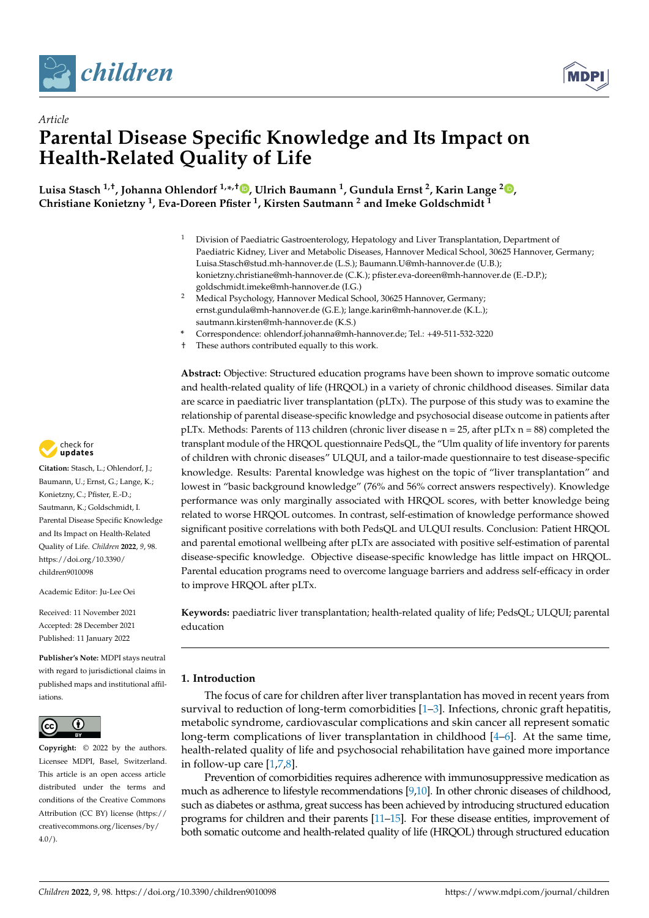*Article*

# Parental Disease Specific Knowledge and Its Impact on Health-Related Quality of Life

**Luisa Stasch [1,†], Johanna Ohlendorf [1,*,†], Ulrich Baumann [1], Gundula Ernst [2], Karin Lange [2], Christiane Konietzny [1], Eva-Doreen Pfister [1], Kirsten Sautmann [2] and Imeke Goldschmidt [1]**

[1] Division of Paediatric Gastroenterology, Hepatology and Liver Transplantation, Department of Paediatric Kidney, Liver and Metabolic Diseases, Hannover Medical School, 30625 Hannover, Germany; Luisa.Stasch@stud.mh-hannover.de (L.S.); Baumann.U@mh-hannover.de (U.B.); konietzny.christiane@mh-hannover.de (C.K.); pfister.eva-doreen@mh-hannover.de (E.-D.P.); goldschmidt.imeke@mh-hannover.de (I.G.)

[2] Medical Psychology, Hannover Medical School, 30625 Hannover, Germany; ernst.gundula@mh-hannover.de (G.E.); lange.karin@mh-hannover.de (K.L.); sautmann.kirsten@mh-hannover.de (K.S.)

\* Correspondence: ohlendorf.johanna@mh-hannover.de; Tel.: +49-511-532-3220

† These authors contributed equally to this work.

**Citation:** Stasch, L.; Ohlendorf, J.; Baumann, U.; Ernst, G.; Lange, K.; Konietzny, C.; Pfister, E.-D.; Sautmann, K.; Goldschmidt, I. Parental Disease Specific Knowledge and Its Impact on Health-Related Quality of Life. *Children* **2022**, *9*, 98. https://doi.org/10.3390/children9010098

Academic Editor: Ju-Lee Oei

Received: 11 November 2021
Accepted: 28 December 2021
Published: 11 January 2022

**Publisher's Note:** MDPI stays neutral with regard to jurisdictional claims in published maps and institutional affiliations.

**Copyright:** © 2022 by the authors. Licensee MDPI, Basel, Switzerland. This article is an open access article distributed under the terms and conditions of the Creative Commons Attribution (CC BY) license (https://creativecommons.org/licenses/by/4.0/).

**Abstract:** Objective: Structured education programs have been shown to improve somatic outcome and health-related quality of life (HRQOL) in a variety of chronic childhood diseases. Similar data are scarce in paediatric liver transplantation (pLTx). The purpose of this study was to examine the relationship of parental disease-specific knowledge and psychosocial disease outcome in patients after pLTx. Methods: Parents of 113 children (chronic liver disease n = 25, after pLTx n = 88) completed the transplant module of the HRQOL questionnaire PedsQL, the "Ulm quality of life inventory for parents of children with chronic diseases" ULQUI, and a tailor-made questionnaire to test disease-specific knowledge. Results: Parental knowledge was highest on the topic of "liver transplantation" and lowest in "basic background knowledge" (76% and 56% correct answers respectively). Knowledge performance was only marginally associated with HRQOL scores, with better knowledge being related to worse HRQOL outcomes. In contrast, self-estimation of knowledge performance showed significant positive correlations with both PedsQL and ULQUI results. Conclusion: Patient HRQOL and parental emotional wellbeing after pLTx are associated with positive self-estimation of parental disease-specific knowledge. Objective disease-specific knowledge has little impact on HRQOL. Parental education programs need to overcome language barriers and address self-efficacy in order to improve HRQOL after pLTx.

**Keywords:** paediatric liver transplantation; health-related quality of life; PedsQL; ULQUI; parental education

## 1. Introduction

The focus of care for children after liver transplantation has moved in recent years from survival to reduction of long-term comorbidities [1–3]. Infections, chronic graft hepatitis, metabolic syndrome, cardiovascular complications and skin cancer all represent somatic long-term complications of liver transplantation in childhood [4–6]. At the same time, health-related quality of life and psychosocial rehabilitation have gained more importance in follow-up care [1,7,8].

Prevention of comorbidities requires adherence with immunosuppressive medication as much as adherence to lifestyle recommendations [9,10]. In other chronic diseases of childhood, such as diabetes or asthma, great success has been achieved by introducing structured education programs for children and their parents [11–15]. For these disease entities, improvement of both somatic outcome and health-related quality of life (HRQOL) through structured education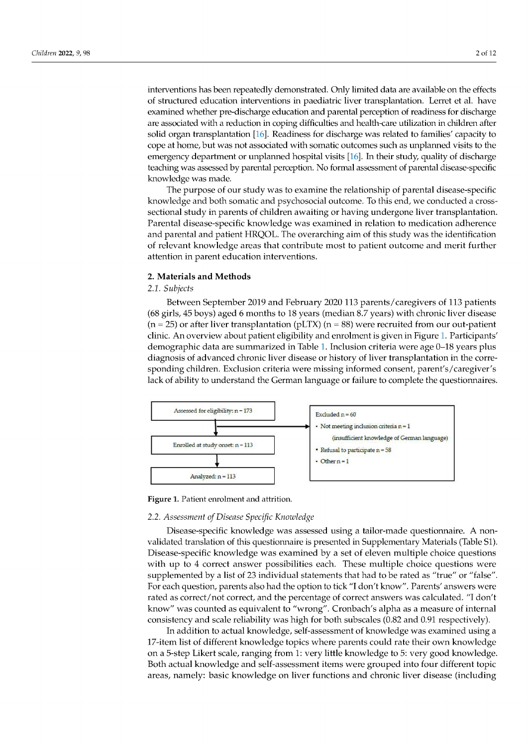interventions has been repeatedly demonstrated. Only limited data are available on the effects of structured education interventions in paediatric liver transplantation. Lerret et al. have examined whether pre-discharge education and parental perception of readiness for discharge are associated with a reduction in coping difficulties and health-care utilization in children after solid organ transplantation [16]. Readiness for discharge was related to families' capacity to cope at home, but was not associated with somatic outcomes such as unplanned visits to the emergency department or unplanned hospital visits [16]. In their study, quality of discharge teaching was assessed by parental perception. No formal assessment of parental disease-specific knowledge was made.

The purpose of our study was to examine the relationship of parental disease-specific knowledge and both somatic and psychosocial outcome. To this end, we conducted a cross-sectional study in parents of children awaiting or having undergone liver transplantation. Parental disease-specific knowledge was examined in relation to medication adherence and parental and patient HRQOL. The overarching aim of this study was the identification of relevant knowledge areas that contribute most to patient outcome and merit further attention in parent education interventions.

## 2. Materials and Methods

### 2.1. Subjects

Between September 2019 and February 2020 113 parents/caregivers of 113 patients (68 girls, 45 boys) aged 6 months to 18 years (median 8.7 years) with chronic liver disease (n = 25) or after liver transplantation (pLTX) (n = 88) were recruited from our out-patient clinic. An overview about patient eligibility and enrolment is given in Figure 1. Participants' demographic data are summarized in Table 1. Inclusion criteria were age 0–18 years plus diagnosis of advanced chronic liver disease or history of liver transplantation in the corresponding children. Exclusion criteria were missing informed consent, parent's/caregiver's lack of ability to understand the German language or failure to complete the questionnaires.

Assessed for eligibility: n = 173

Enrolled at study onset: n = 113

Analyzed: n = 113

Excluded n = 60
- Not meeting inclusion criteria n = 1 (insufficient knowledge of German language)
- Refusal to participate n = 58
- Other n = 1

**Figure 1.** Patient enrolment and attrition.

### 2.2. Assessment of Disease Specific Knowledge

Disease-specific knowledge was assessed using a tailor-made questionnaire. A non-validated translation of this questionnaire is presented in Supplementary Materials (Table S1). Disease-specific knowledge was examined by a set of eleven multiple choice questions with up to 4 correct answer possibilities each. These multiple choice questions were supplemented by a list of 23 individual statements that had to be rated as "true" or "false". For each question, parents also had the option to tick "I don't know". Parents' answers were rated as correct/not correct, and the percentage of correct answers was calculated. "I don't know" was counted as equivalent to "wrong". Cronbach's alpha as a measure of internal consistency and scale reliability was high for both subscales (0.82 and 0.91 respectively).

In addition to actual knowledge, self-assessment of knowledge was examined using a 17-item list of different knowledge topics where parents could rate their own knowledge on a 5-step Likert scale, ranging from 1: very little knowledge to 5: very good knowledge. Both actual knowledge and self-assessment items were grouped into four different topic areas, namely: basic knowledge on liver functions and chronic liver disease (including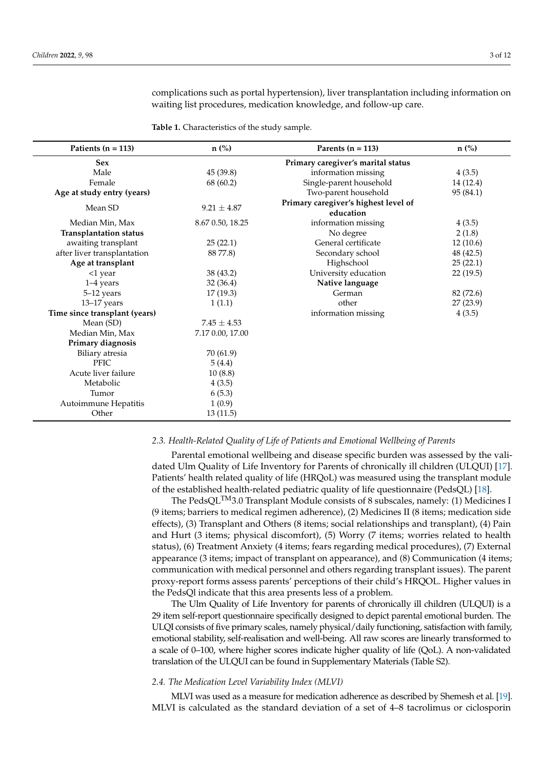complications such as portal hypertension), liver transplantation including information on waiting list procedures, medication knowledge, and follow-up care.

**Table 1.** Characteristics of the study sample.

| Patients (n = 113) | n (%) | Parents (n = 113) | n (%) |
|---|---|---|---|
| **Sex** | | **Primary caregiver's marital status** | |
| Male | 45 (39.8) | information missing | 4 (3.5) |
| Female | 68 (60.2) | Single-parent household | 14 (12.4) |
| **Age at study entry (years)** | | Two-parent household | 95 (84.1) |
| Mean SD | 9.21 ± 4.87 | **Primary caregiver's highest level of education** | |
| Median Min, Max | 8.67 0.50, 18.25 | information missing | 4 (3.5) |
| **Transplantation status** | | No degree | 2 (1.8) |
| awaiting transplant | 25 (22.1) | General certificate | 12 (10.6) |
| after liver transplantation | 88 77.8) | Secondary school | 48 (42.5) |
| **Age at transplant** | | Highschool | 25 (22.1) |
| <1 year | 38 (43.2) | University education | 22 (19.5) |
| 1–4 years | 32 (36.4) | **Native language** | |
| 5–12 years | 17 (19.3) | German | 82 (72.6) |
| 13–17 years | 1 (1.1) | other | 27 (23.9) |
| **Time since transplant (years)** | | information missing | 4 (3.5) |
| Mean (SD) | 7.45 ± 4.53 | | |
| Median Min, Max | 7.17 0.00, 17.00 | | |
| **Primary diagnosis** | | | |
| Biliary atresia | 70 (61.9) | | |
| PFIC | 5 (4.4) | | |
| Acute liver failure | 10 (8.8) | | |
| Metabolic | 4 (3.5) | | |
| Tumor | 6 (5.3) | | |
| Autoimmune Hepatitis | 1 (0.9) | | |
| Other | 13 (11.5) | | |

### *2.3. Health-Related Quality of Life of Patients and Emotional Wellbeing of Parents*

Parental emotional wellbeing and disease specific burden was assessed by the validated Ulm Quality of Life Inventory for Parents of chronically ill children (ULQUI) [17]. Patients' health related quality of life (HRQoL) was measured using the transplant module of the established health-related pediatric quality of life questionnaire (PedsQL) [18].

The PedsQL™3.0 Transplant Module consists of 8 subscales, namely: (1) Medicines I (9 items; barriers to medical regimen adherence), (2) Medicines II (8 items; medication side effects), (3) Transplant and Others (8 items; social relationships and transplant), (4) Pain and Hurt (3 items; physical discomfort), (5) Worry (7 items; worries related to health status), (6) Treatment Anxiety (4 items; fears regarding medical procedures), (7) External appearance (3 items; impact of transplant on appearance), and (8) Communication (4 items; communication with medical personnel and others regarding transplant issues). The parent proxy-report forms assess parents' perceptions of their child's HRQOL. Higher values in the PedsQl indicate that this area presents less of a problem.

The Ulm Quality of Life Inventory for parents of chronically ill children (ULQUI) is a 29 item self-report questionnaire specifically designed to depict parental emotional burden. The ULQI consists of five primary scales, namely physical/daily functioning, satisfaction with family, emotional stability, self-realisation and well-being. All raw scores are linearly transformed to a scale of 0–100, where higher scores indicate higher quality of life (QoL). A non-validated translation of the ULQUI can be found in Supplementary Materials (Table S2).

### *2.4. The Medication Level Variability Index (MLVI)*

MLVI was used as a measure for medication adherence as described by Shemesh et al. [19]. MLVI is calculated as the standard deviation of a set of 4–8 tacrolimus or ciclosporin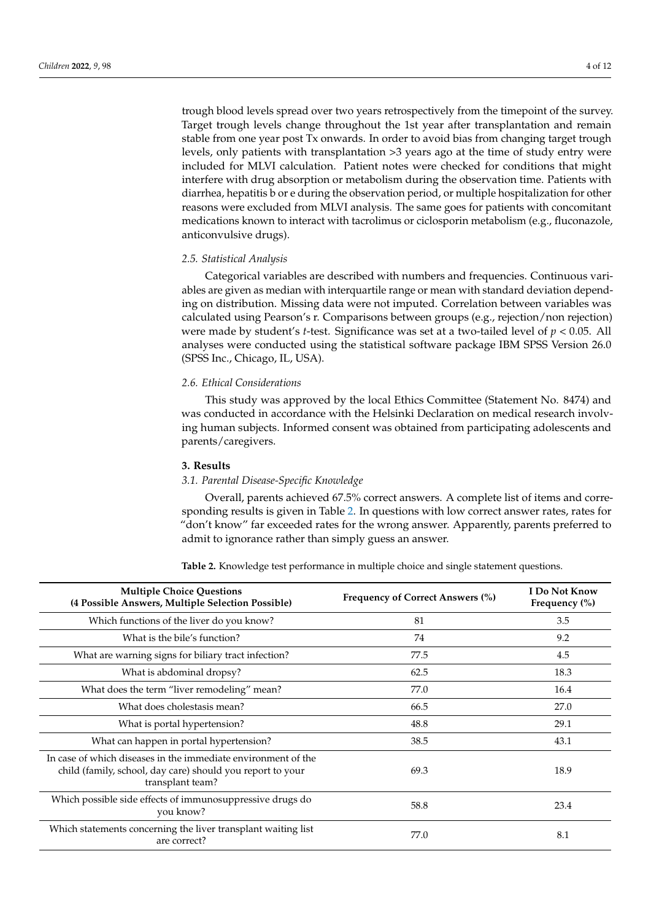trough blood levels spread over two years retrospectively from the timepoint of the survey. Target trough levels change throughout the 1st year after transplantation and remain stable from one year post Tx onwards. In order to avoid bias from changing target trough levels, only patients with transplantation >3 years ago at the time of study entry were included for MLVI calculation. Patient notes were checked for conditions that might interfere with drug absorption or metabolism during the observation time. Patients with diarrhea, hepatitis b or e during the observation period, or multiple hospitalization for other reasons were excluded from MLVI analysis. The same goes for patients with concomitant medications known to interact with tacrolimus or ciclosporin metabolism (e.g., fluconazole, anticonvulsive drugs).

### *2.5. Statistical Analysis*

Categorical variables are described with numbers and frequencies. Continuous variables are given as median with interquartile range or mean with standard deviation depending on distribution. Missing data were not imputed. Correlation between variables was calculated using Pearson's r. Comparisons between groups (e.g., rejection/non rejection) were made by student's *t*-test. Significance was set at a two-tailed level of $p < 0.05$. All analyses were conducted using the statistical software package IBM SPSS Version 26.0 (SPSS Inc., Chicago, IL, USA).

### *2.6. Ethical Considerations*

This study was approved by the local Ethics Committee (Statement No. 8474) and was conducted in accordance with the Helsinki Declaration on medical research involving human subjects. Informed consent was obtained from participating adolescents and parents/caregivers.

## 3. Results

### *3.1. Parental Disease-Specific Knowledge*

Overall, parents achieved 67.5% correct answers. A complete list of items and corresponding results is given in Table 2. In questions with low correct answer rates, rates for "don't know" far exceeded rates for the wrong answer. Apparently, parents preferred to admit to ignorance rather than simply guess an answer.

**Table 2.** Knowledge test performance in multiple choice and single statement questions.

| Multiple Choice Questions (4 Possible Answers, Multiple Selection Possible) | Frequency of Correct Answers (%) | I Do Not Know Frequency (%) |
|---|---|---|
| Which functions of the liver do you know? | 81 | 3.5 |
| What is the bile's function? | 74 | 9.2 |
| What are warning signs for biliary tract infection? | 77.5 | 4.5 |
| What is abdominal dropsy? | 62.5 | 18.3 |
| What does the term "liver remodeling" mean? | 77.0 | 16.4 |
| What does cholestasis mean? | 66.5 | 27.0 |
| What is portal hypertension? | 48.8 | 29.1 |
| What can happen in portal hypertension? | 38.5 | 43.1 |
| In case of which diseases in the immediate environment of the child (family, school, day care) should you report to your transplant team? | 69.3 | 18.9 |
| Which possible side effects of immunosuppressive drugs do you know? | 58.8 | 23.4 |
| Which statements concerning the liver transplant waiting list are correct? | 77.0 | 8.1 |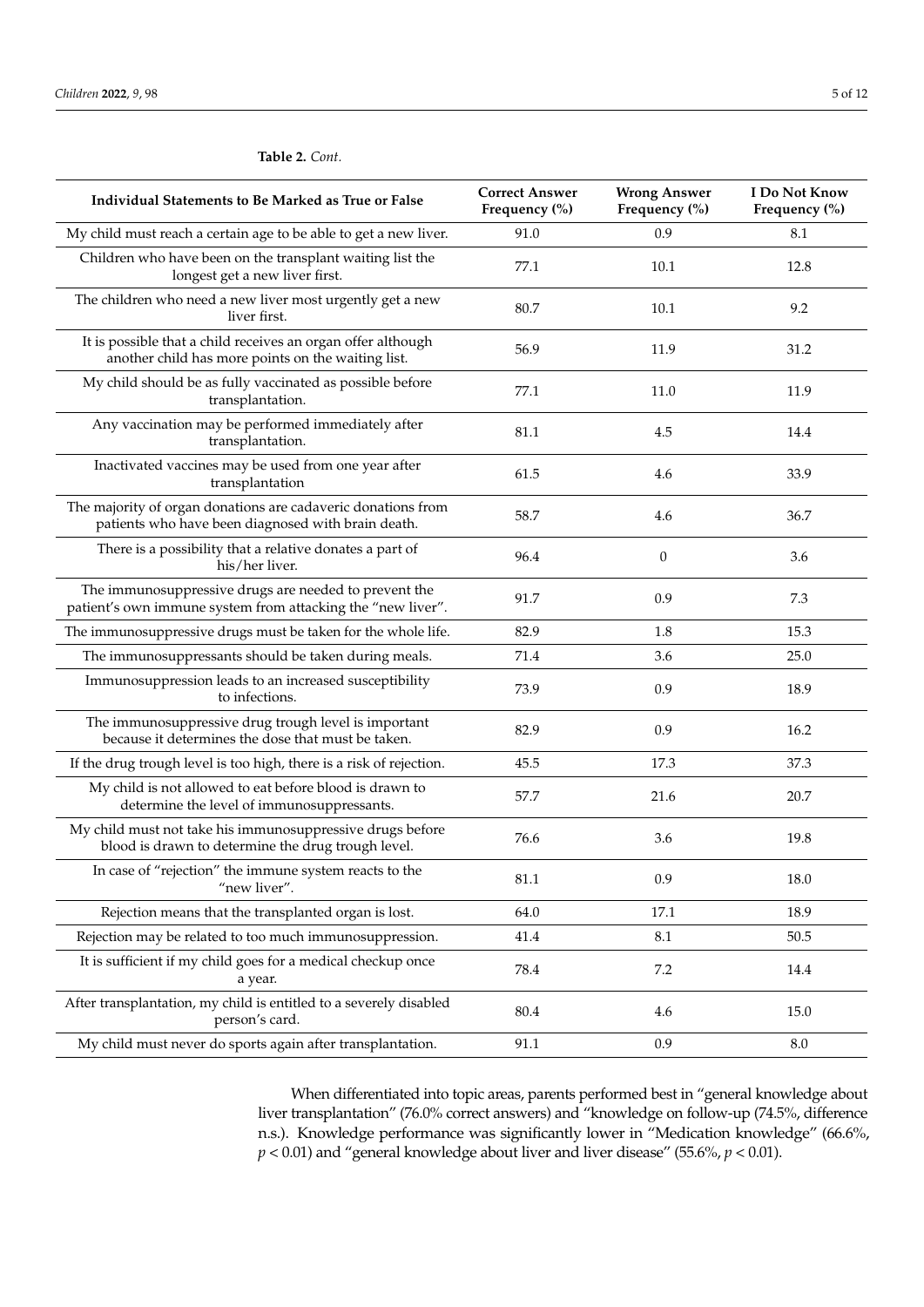**Table 2.** *Cont.*

| Individual Statements to Be Marked as True or False | Correct Answer Frequency (%) | Wrong Answer Frequency (%) | I Do Not Know Frequency (%) |
|---|---|---|---|
| My child must reach a certain age to be able to get a new liver. | 91.0 | 0.9 | 8.1 |
| Children who have been on the transplant waiting list the longest get a new liver first. | 77.1 | 10.1 | 12.8 |
| The children who need a new liver most urgently get a new liver first. | 80.7 | 10.1 | 9.2 |
| It is possible that a child receives an organ offer although another child has more points on the waiting list. | 56.9 | 11.9 | 31.2 |
| My child should be as fully vaccinated as possible before transplantation. | 77.1 | 11.0 | 11.9 |
| Any vaccination may be performed immediately after transplantation. | 81.1 | 4.5 | 14.4 |
| Inactivated vaccines may be used from one year after transplantation | 61.5 | 4.6 | 33.9 |
| The majority of organ donations are cadaveric donations from patients who have been diagnosed with brain death. | 58.7 | 4.6 | 36.7 |
| There is a possibility that a relative donates a part of his/her liver. | 96.4 | 0 | 3.6 |
| The immunosuppressive drugs are needed to prevent the patient's own immune system from attacking the "new liver". | 91.7 | 0.9 | 7.3 |
| The immunosuppressive drugs must be taken for the whole life. | 82.9 | 1.8 | 15.3 |
| The immunosuppressants should be taken during meals. | 71.4 | 3.6 | 25.0 |
| Immunosuppression leads to an increased susceptibility to infections. | 73.9 | 0.9 | 18.9 |
| The immunosuppressive drug trough level is important because it determines the dose that must be taken. | 82.9 | 0.9 | 16.2 |
| If the drug trough level is too high, there is a risk of rejection. | 45.5 | 17.3 | 37.3 |
| My child is not allowed to eat before blood is drawn to determine the level of immunosuppressants. | 57.7 | 21.6 | 20.7 |
| My child must not take his immunosuppressive drugs before blood is drawn to determine the drug trough level. | 76.6 | 3.6 | 19.8 |
| In case of "rejection" the immune system reacts to the "new liver". | 81.1 | 0.9 | 18.0 |
| Rejection means that the transplanted organ is lost. | 64.0 | 17.1 | 18.9 |
| Rejection may be related to too much immunosuppression. | 41.4 | 8.1 | 50.5 |
| It is sufficient if my child goes for a medical checkup once a year. | 78.4 | 7.2 | 14.4 |
| After transplantation, my child is entitled to a severely disabled person's card. | 80.4 | 4.6 | 15.0 |
| My child must never do sports again after transplantation. | 91.1 | 0.9 | 8.0 |

When differentiated into topic areas, parents performed best in "general knowledge about liver transplantation" (76.0% correct answers) and "knowledge on follow-up (74.5%, difference n.s.). Knowledge performance was significantly lower in "Medication knowledge" (66.6%, $p < 0.01$) and "general knowledge about liver and liver disease" (55.6%, $p < 0.01$).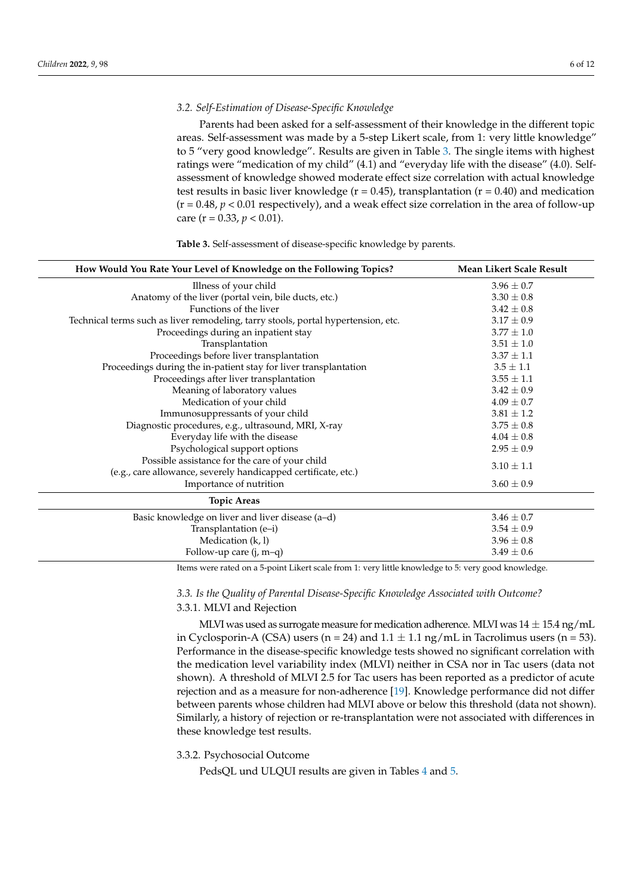### 3.2. Self-Estimation of Disease-Specific Knowledge

Parents had been asked for a self-assessment of their knowledge in the different topic areas. Self-assessment was made by a 5-step Likert scale, from 1: very little knowledge" to 5 "very good knowledge". Results are given in Table 3. The single items with highest ratings were "medication of my child" (4.1) and "everyday life with the disease" (4.0). Self-assessment of knowledge showed moderate effect size correlation with actual knowledge test results in basic liver knowledge ($r = 0.45$), transplantation ($r = 0.40$) and medication ($r = 0.48$, $p < 0.01$ respectively), and a weak effect size correlation in the area of follow-up care ($r = 0.33$, $p < 0.01$).

**Table 3.** Self-assessment of disease-specific knowledge by parents.

| How Would You Rate Your Level of Knowledge on the Following Topics? | Mean Likert Scale Result |
|---|---|
| Illness of your child | $3.96 \pm 0.7$ |
| Anatomy of the liver (portal vein, bile ducts, etc.) | $3.30 \pm 0.8$ |
| Functions of the liver | $3.42 \pm 0.8$ |
| Technical terms such as liver remodeling, tarry stools, portal hypertension, etc. | $3.17 \pm 0.9$ |
| Proceedings during an inpatient stay | $3.77 \pm 1.0$ |
| Transplantation | $3.51 \pm 1.0$ |
| Proceedings before liver transplantation | $3.37 \pm 1.1$ |
| Proceedings during the in-patient stay for liver transplantation | $3.5 \pm 1.1$ |
| Proceedings after liver transplantation | $3.55 \pm 1.1$ |
| Meaning of laboratory values | $3.42 \pm 0.9$ |
| Medication of your child | $4.09 \pm 0.7$ |
| Immunosuppressants of your child | $3.81 \pm 1.2$ |
| Diagnostic procedures, e.g., ultrasound, MRI, X-ray | $3.75 \pm 0.8$ |
| Everyday life with the disease | $4.04 \pm 0.8$ |
| Psychological support options | $2.95 \pm 0.9$ |
| Possible assistance for the care of your child (e.g., care allowance, severely handicapped certificate, etc.) | $3.10 \pm 1.1$ |
| Importance of nutrition | $3.60 \pm 0.9$ |
| **Topic Areas** | |
| Basic knowledge on liver and liver disease (a–d) | $3.46 \pm 0.7$ |
| Transplantation (e–i) | $3.54 \pm 0.9$ |
| Medication (k, l) | $3.96 \pm 0.8$ |
| Follow-up care (j, m–q) | $3.49 \pm 0.6$ |

Items were rated on a 5-point Likert scale from 1: very little knowledge to 5: very good knowledge.

### 3.3. Is the Quality of Parental Disease-Specific Knowledge Associated with Outcome?

#### 3.3.1. MLVI and Rejection

MLVI was used as surrogate measure for medication adherence. MLVI was $14 \pm 15.4$ ng/mL in Cyclosporin-A (CSA) users ($n = 24$) and $1.1 \pm 1.1$ ng/mL in Tacrolimus users ($n = 53$). Performance in the disease-specific knowledge tests showed no significant correlation with the medication level variability index (MLVI) neither in CSA nor in Tac users (data not shown). A threshold of MLVI 2.5 for Tac users has been reported as a predictor of acute rejection and as a measure for non-adherence [19]. Knowledge performance did not differ between parents whose children had MLVI above or below this threshold (data not shown). Similarly, a history of rejection or re-transplantation were not associated with differences in these knowledge test results.

#### 3.3.2. Psychosocial Outcome

PedsQL und ULQUI results are given in Tables 4 and 5.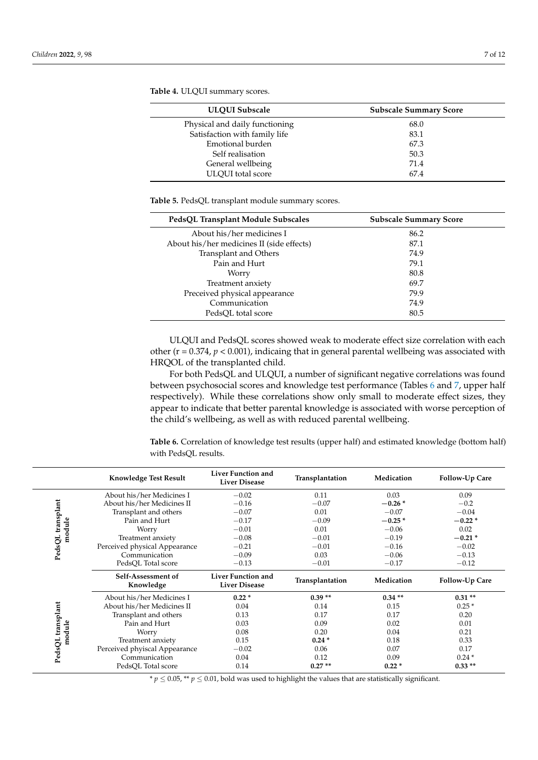**Table 4.** ULQUI summary scores.

| ULQUI Subscale | Subscale Summary Score |
|---|---|
| Physical and daily functioning | 68.0 |
| Satisfaction with family life | 83.1 |
| Emotional burden | 67.3 |
| Self realisation | 50.3 |
| General wellbeing | 71.4 |
| ULQUI total score | 67.4 |

**Table 5.** PedsQL transplant module summary scores.

| PedsQL Transplant Module Subscales | Subscale Summary Score |
|---|---|
| About his/her medicines I | 86.2 |
| About his/her medicines II (side effects) | 87.1 |
| Transplant and Others | 74.9 |
| Pain and Hurt | 79.1 |
| Worry | 80.8 |
| Treatment anxiety | 69.7 |
| Preceived physical appearance | 79.9 |
| Communication | 74.9 |
| PedsQL total score | 80.5 |

ULQUI and PedsQL scores showed weak to moderate effect size correlation with each other ($r = 0.374$, $p < 0.001$), indicaing that in general parental wellbeing was associated with HRQOL of the transplanted child.

For both PedsQL and ULQUI, a number of significant negative correlations was found between psychosocial scores and knowledge test performance (Tables 6 and 7, upper half respectively). While these correlations show only small to moderate effect sizes, they appear to indicate that better parental knowledge is associated with worse perception of the child's wellbeing, as well as with reduced parental wellbeing.

**Table 6.** Correlation of knowledge test results (upper half) and estimated knowledge (bottom half) with PedsQL results.

| | Knowledge Test Result | Liver Function and Liver Disease | Transplantation | Medication | Follow-Up Care |
|---|---|---|---|---|---|
| PedsQL transplant module | About his/her Medicines I | −0.02 | 0.11 | 0.03 | 0.09 |
| | About his/her Medicines II | −0.16 | −0.07 | **−0.26 *** | −0.2 |
| | Transplant and others | −0.07 | 0.01 | −0.07 | −0.04 |
| | Pain and Hurt | −0.17 | −0.09 | **−0.25 *** | **−0.22 *** |
| | Worry | −0.01 | 0.01 | −0.06 | 0.02 |
| | Treatment anxiety | −0.08 | −0.01 | −0.19 | **−0.21 *** |
| | Perceived physical Appearance | −0.21 | −0.01 | −0.16 | −0.02 |
| | Communication | −0.09 | 0.03 | −0.06 | −0.13 |
| | PedsQL Total score | −0.13 | −0.01 | −0.17 | −0.12 |
| | **Self-Assessment of Knowledge** | **Liver Function and Liver Disease** | **Transplantation** | **Medication** | **Follow-Up Care** |
| PedsQL transplant module | About his/her Medicines I | **0.22 *** | **0.39 **** | **0.34 **** | **0.31 **** |
| | About his/her Medicines II | 0.04 | 0.14 | 0.15 | 0.25 * |
| | Transplant and others | 0.13 | 0.17 | 0.17 | 0.20 |
| | Pain and Hurt | 0.03 | 0.09 | 0.02 | 0.01 |
| | Worry | 0.08 | 0.20 | 0.04 | 0.21 |
| | Treatment anxiety | 0.15 | **0.24 *** | 0.18 | 0.33 |
| | Perceived phyiscal Appearance | −0.02 | 0.06 | 0.07 | 0.17 |
| | Communication | 0.04 | 0.12 | 0.09 | 0.24 * |
| | PedsQL Total score | 0.14 | **0.27 **** | **0.22 *** | **0.33 **** |

* $p \leq 0.05$, ** $p \leq 0.01$, bold was used to highlight the values that are statistically significant.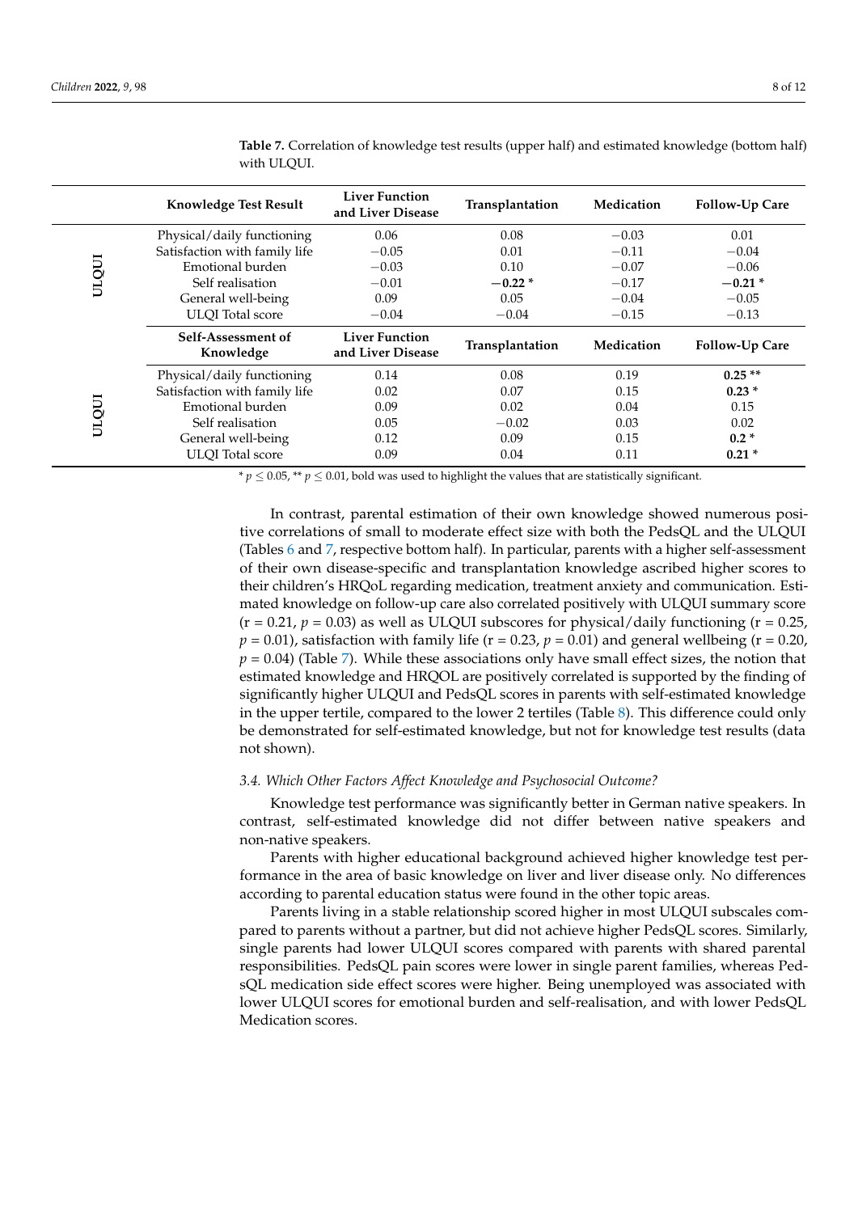**Table 7.** Correlation of knowledge test results (upper half) and estimated knowledge (bottom half) with ULQUI.

| | Knowledge Test Result | Liver Function and Liver Disease | Transplantation | Medication | Follow-Up Care |
|---|---|---|---|---|---|
| ULQUI | Physical/daily functioning | 0.06 | 0.08 | −0.03 | 0.01 |
| | Satisfaction with family life | −0.05 | 0.01 | −0.11 | −0.04 |
| | Emotional burden | −0.03 | 0.10 | −0.07 | −0.06 |
| | Self realisation | −0.01 | **−0.22 *** | −0.17 | **−0.21 *** |
| | General well-being | 0.09 | 0.05 | −0.04 | −0.05 |
| | ULQI Total score | −0.04 | −0.04 | −0.15 | −0.13 |
| | **Self-Assessment of Knowledge** | **Liver Function and Liver Disease** | **Transplantation** | **Medication** | **Follow-Up Care** |
| ULQUI | Physical/daily functioning | 0.14 | 0.08 | 0.19 | **0.25 **** |
| | Satisfaction with family life | 0.02 | 0.07 | 0.15 | **0.23 *** |
| | Emotional burden | 0.09 | 0.02 | 0.04 | 0.15 |
| | Self realisation | 0.05 | −0.02 | 0.03 | 0.02 |
| | General well-being | 0.12 | 0.09 | 0.15 | **0.2 *** |
| | ULQI Total score | 0.09 | 0.04 | 0.11 | **0.21 *** |

* $p \leq 0.05$, ** $p \leq 0.01$, bold was used to highlight the values that are statistically significant.

In contrast, parental estimation of their own knowledge showed numerous positive correlations of small to moderate effect size with both the PedsQL and the ULQUI (Tables 6 and 7, respective bottom half). In particular, parents with a higher self-assessment of their own disease-specific and transplantation knowledge ascribed higher scores to their children's HRQoL regarding medication, treatment anxiety and communication. Estimated knowledge on follow-up care also correlated positively with ULQUI summary score (r = 0.21, $p$ = 0.03) as well as ULQUI subscores for physical/daily functioning (r = 0.25, $p$ = 0.01), satisfaction with family life (r = 0.23, $p$ = 0.01) and general wellbeing (r = 0.20, $p$ = 0.04) (Table 7). While these associations only have small effect sizes, the notion that estimated knowledge and HRQOL are positively correlated is supported by the finding of significantly higher ULQUI and PedsQL scores in parents with self-estimated knowledge in the upper tertile, compared to the lower 2 tertiles (Table 8). This difference could only be demonstrated for self-estimated knowledge, but not for knowledge test results (data not shown).

### 3.4. Which Other Factors Affect Knowledge and Psychosocial Outcome?

Knowledge test performance was significantly better in German native speakers. In contrast, self-estimated knowledge did not differ between native speakers and non-native speakers.

Parents with higher educational background achieved higher knowledge test performance in the area of basic knowledge on liver and liver disease only. No differences according to parental education status were found in the other topic areas.

Parents living in a stable relationship scored higher in most ULQUI subscales compared to parents without a partner, but did not achieve higher PedsQL scores. Similarly, single parents had lower ULQUI scores compared with parents with shared parental responsibilities. PedsQL pain scores were lower in single parent families, whereas PedsQL medication side effect scores were higher. Being unemployed was associated with lower ULQUI scores for emotional burden and self-realisation, and with lower PedsQL Medication scores.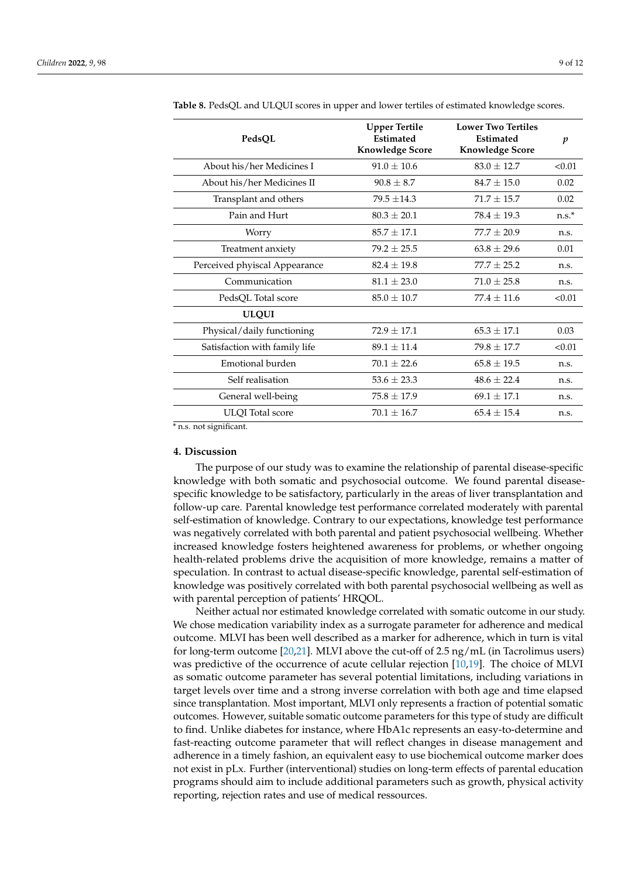**Table 8.** PedsQL and ULQUI scores in upper and lower tertiles of estimated knowledge scores.

| PedsQL | Upper Tertile Estimated Knowledge Score | Lower Two Tertiles Estimated Knowledge Score | *p* |
|---|---|---|---|
| About his/her Medicines I | 91.0 ± 10.6 | 83.0 ± 12.7 | <0.01 |
| About his/her Medicines II | 90.8 ± 8.7 | 84.7 ± 15.0 | 0.02 |
| Transplant and others | 79.5 ±14.3 | 71.7 ± 15.7 | 0.02 |
| Pain and Hurt | 80.3 ± 20.1 | 78.4 ± 19.3 | n.s.* |
| Worry | 85.7 ± 17.1 | 77.7 ± 20.9 | n.s. |
| Treatment anxiety | 79.2 ± 25.5 | 63.8 ± 29.6 | 0.01 |
| Perceived phyiscal Appearance | 82.4 ± 19.8 | 77.7 ± 25.2 | n.s. |
| Communication | 81.1 ± 23.0 | 71.0 ± 25.8 | n.s. |
| PedsQL Total score | 85.0 ± 10.7 | 77.4 ± 11.6 | <0.01 |
| **ULQUI** | | | |
| Physical/daily functioning | 72.9 ± 17.1 | 65.3 ± 17.1 | 0.03 |
| Satisfaction with family life | 89.1 ± 11.4 | 79.8 ± 17.7 | <0.01 |
| Emotional burden | 70.1 ± 22.6 | 65.8 ± 19.5 | n.s. |
| Self realisation | 53.6 ± 23.3 | 48.6 ± 22.4 | n.s. |
| General well-being | 75.8 ± 17.9 | 69.1 ± 17.1 | n.s. |
| ULQI Total score | 70.1 ± 16.7 | 65.4 ± 15.4 | n.s. |

* n.s. not significant.

## 4. Discussion

The purpose of our study was to examine the relationship of parental disease-specific knowledge with both somatic and psychosocial outcome. We found parental disease-specific knowledge to be satisfactory, particularly in the areas of liver transplantation and follow-up care. Parental knowledge test performance correlated moderately with parental self-estimation of knowledge. Contrary to our expectations, knowledge test performance was negatively correlated with both parental and patient psychosocial wellbeing. Whether increased knowledge fosters heightened awareness for problems, or whether ongoing health-related problems drive the acquisition of more knowledge, remains a matter of speculation. In contrast to actual disease-specific knowledge, parental self-estimation of knowledge was positively correlated with both parental psychosocial wellbeing as well as with parental perception of patients' HRQOL.

Neither actual nor estimated knowledge correlated with somatic outcome in our study. We chose medication variability index as a surrogate parameter for adherence and medical outcome. MLVI has been well described as a marker for adherence, which in turn is vital for long-term outcome [20,21]. MLVI above the cut-off of 2.5 ng/mL (in Tacrolimus users) was predictive of the occurrence of acute cellular rejection [10,19]. The choice of MLVI as somatic outcome parameter has several potential limitations, including variations in target levels over time and a strong inverse correlation with both age and time elapsed since transplantation. Most important, MLVI only represents a fraction of potential somatic outcomes. However, suitable somatic outcome parameters for this type of study are difficult to find. Unlike diabetes for instance, where HbA1c represents an easy-to-determine and fast-reacting outcome parameter that will reflect changes in disease management and adherence in a timely fashion, an equivalent easy to use biochemical outcome marker does not exist in pLx. Further (interventional) studies on long-term effects of parental education programs should aim to include additional parameters such as growth, physical activity reporting, rejection rates and use of medical ressources.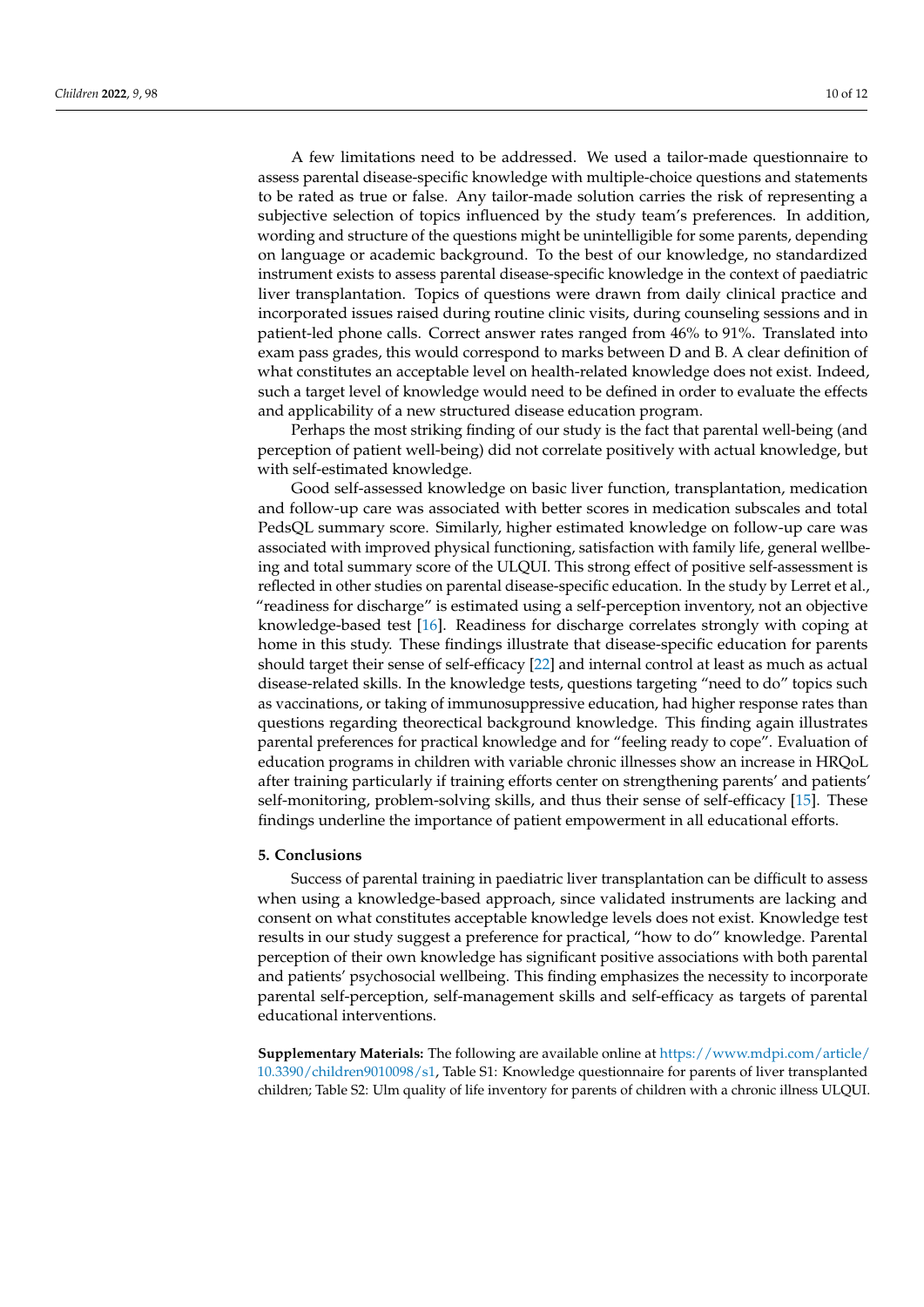A few limitations need to be addressed. We used a tailor-made questionnaire to assess parental disease-specific knowledge with multiple-choice questions and statements to be rated as true or false. Any tailor-made solution carries the risk of representing a subjective selection of topics influenced by the study team's preferences. In addition, wording and structure of the questions might be unintelligible for some parents, depending on language or academic background. To the best of our knowledge, no standardized instrument exists to assess parental disease-specific knowledge in the context of paediatric liver transplantation. Topics of questions were drawn from daily clinical practice and incorporated issues raised during routine clinic visits, during counseling sessions and in patient-led phone calls. Correct answer rates ranged from 46% to 91%. Translated into exam pass grades, this would correspond to marks between D and B. A clear definition of what constitutes an acceptable level on health-related knowledge does not exist. Indeed, such a target level of knowledge would need to be defined in order to evaluate the effects and applicability of a new structured disease education program.

Perhaps the most striking finding of our study is the fact that parental well-being (and perception of patient well-being) did not correlate positively with actual knowledge, but with self-estimated knowledge.

Good self-assessed knowledge on basic liver function, transplantation, medication and follow-up care was associated with better scores in medication subscales and total PedsQL summary score. Similarly, higher estimated knowledge on follow-up care was associated with improved physical functioning, satisfaction with family life, general wellbeing and total summary score of the ULQUI. This strong effect of positive self-assessment is reflected in other studies on parental disease-specific education. In the study by Lerret et al., "readiness for discharge" is estimated using a self-perception inventory, not an objective knowledge-based test [16]. Readiness for discharge correlates strongly with coping at home in this study. These findings illustrate that disease-specific education for parents should target their sense of self-efficacy [22] and internal control at least as much as actual disease-related skills. In the knowledge tests, questions targeting "need to do" topics such as vaccinations, or taking of immunosuppressive education, had higher response rates than questions regarding theorectical background knowledge. This finding again illustrates parental preferences for practical knowledge and for "feeling ready to cope". Evaluation of education programs in children with variable chronic illnesses show an increase in HRQoL after training particularly if training efforts center on strengthening parents' and patients' self-monitoring, problem-solving skills, and thus their sense of self-efficacy [15]. These findings underline the importance of patient empowerment in all educational efforts.

## 5. Conclusions

Success of parental training in paediatric liver transplantation can be difficult to assess when using a knowledge-based approach, since validated instruments are lacking and consent on what constitutes acceptable knowledge levels does not exist. Knowledge test results in our study suggest a preference for practical, "how to do" knowledge. Parental perception of their own knowledge has significant positive associations with both parental and patients' psychosocial wellbeing. This finding emphasizes the necessity to incorporate parental self-perception, self-management skills and self-efficacy as targets of parental educational interventions.

**Supplementary Materials:** The following are available online at https://www.mdpi.com/article/10.3390/children9010098/s1, Table S1: Knowledge questionnaire for parents of liver transplanted children; Table S2: Ulm quality of life inventory for parents of children with a chronic illness ULQUI.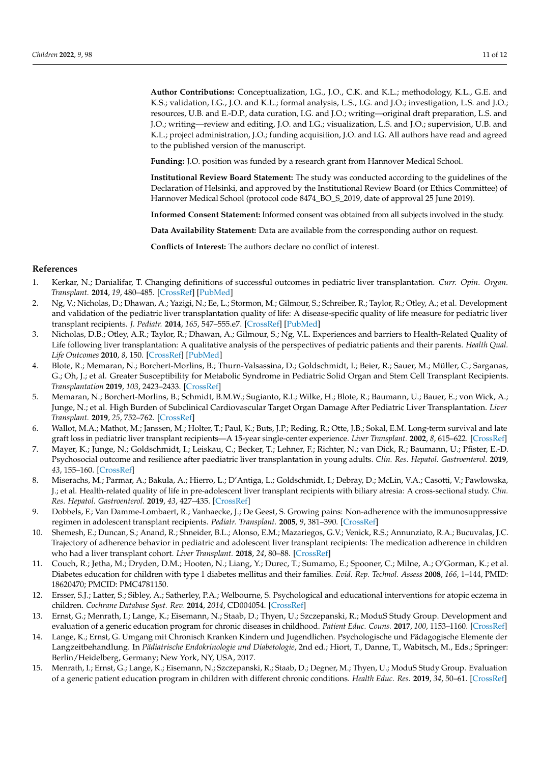**Author Contributions:** Conceptualization, I.G., J.O., C.K. and K.L.; methodology, K.L., G.E. and K.S.; validation, I.G., J.O. and K.L.; formal analysis, L.S., I.G. and J.O.; investigation, L.S. and J.O.; resources, U.B. and E.-D.P., data curation, I.G. and J.O.; writing—original draft preparation, L.S. and J.O.; writing—review and editing, J.O. and I.G.; visualization, L.S. and J.O.; supervision, U.B. and K.L.; project administration, J.O.; funding acquisition, J.O. and I.G. All authors have read and agreed to the published version of the manuscript.

**Funding:** J.O. position was funded by a research grant from Hannover Medical School.

**Institutional Review Board Statement:** The study was conducted according to the guidelines of the Declaration of Helsinki, and approved by the Institutional Review Board (or Ethics Committee) of Hannover Medical School (protocol code 8474_BO_S_2019, date of approval 25 June 2019).

**Informed Consent Statement:** Informed consent was obtained from all subjects involved in the study.

**Data Availability Statement:** Data are available from the corresponding author on request.

**Conflicts of Interest:** The authors declare no conflict of interest.

## References

1. Kerkar, N.; Danialifar, T. Changing definitions of successful outcomes in pediatric liver transplantation. *Curr. Opin. Organ. Transplant.* **2014**, *19*, 480–485. [CrossRef] [PubMed]
2. Ng, V.; Nicholas, D.; Dhawan, A.; Yazigi, N.; Ee, L.; Stormon, M.; Gilmour, S.; Schreiber, R.; Taylor, R.; Otley, A.; et al. Development and validation of the pediatric liver transplantation quality of life: A disease-specific quality of life measure for pediatric liver transplant recipients. *J. Pediatr.* **2014**, *165*, 547–555.e7. [CrossRef] [PubMed]
3. Nicholas, D.B.; Otley, A.R.; Taylor, R.; Dhawan, A.; Gilmour, S.; Ng, V.L. Experiences and barriers to Health-Related Quality of Life following liver transplantation: A qualitative analysis of the perspectives of pediatric patients and their parents. *Health Qual. Life Outcomes* **2010**, *8*, 150. [CrossRef] [PubMed]
4. Blote, R.; Memaran, N.; Borchert-Morlins, B.; Thurn-Valsassina, D.; Goldschmidt, I.; Beier, R.; Sauer, M.; Müller, C.; Sarganas, G.; Oh, J.; et al. Greater Susceptibility for Metabolic Syndrome in Pediatric Solid Organ and Stem Cell Transplant Recipients. *Transplantation* **2019**, *103*, 2423–2433. [CrossRef]
5. Memaran, N.; Borchert-Morlins, B.; Schmidt, B.M.W.; Sugianto, R.I.; Wilke, H.; Blote, R.; Baumann, U.; Bauer, E.; von Wick, A.; Junge, N.; et al. High Burden of Subclinical Cardiovascular Target Organ Damage After Pediatric Liver Transplantation. *Liver Transplant.* **2019**, *25*, 752–762. [CrossRef]
6. Wallot, M.A.; Mathot, M.; Janssen, M.; Holter, T.; Paul, K.; Buts, J.P.; Reding, R.; Otte, J.B.; Sokal, E.M. Long-term survival and late graft loss in pediatric liver transplant recipients—A 15-year single-center experience. *Liver Transplant.* **2002**, *8*, 615–622. [CrossRef]
7. Mayer, K.; Junge, N.; Goldschmidt, I.; Leiskau, C.; Becker, T.; Lehner, F.; Richter, N.; van Dick, R.; Baumann, U.; Pfister, E.-D. Psychosocial outcome and resilience after paediatric liver transplantation in young adults. *Clin. Res. Hepatol. Gastroenterol.* **2019**, *43*, 155–160. [CrossRef]
8. Miserachs, M.; Parmar, A.; Bakula, A.; Hierro, L.; D'Antiga, L.; Goldschmidt, I.; Debray, D.; McLin, V.A.; Casotti, V.; Pawłowska, J.; et al. Health-related quality of life in pre-adolescent liver transplant recipients with biliary atresia: A cross-sectional study. *Clin. Res. Hepatol. Gastroenterol.* **2019**, *43*, 427–435. [CrossRef]
9. Dobbels, F.; Van Damme-Lombaert, R.; Vanhaecke, J.; De Geest, S. Growing pains: Non-adherence with the immunosuppressive regimen in adolescent transplant recipients. *Pediatr. Transplant.* **2005**, *9*, 381–390. [CrossRef]
10. Shemesh, E.; Duncan, S.; Anand, R.; Shneider, B.L.; Alonso, E.M.; Mazariegos, G.V.; Venick, R.S.; Annunziato, R.A.; Bucuvalas, J.C. Trajectory of adherence behavior in pediatric and adolescent liver transplant recipients: The medication adherence in children who had a liver transplant cohort. *Liver Transplant.* **2018**, *24*, 80–88. [CrossRef]
11. Couch, R.; Jetha, M.; Dryden, D.M.; Hooten, N.; Liang, Y.; Durec, T.; Sumamo, E.; Spooner, C.; Milne, A.; O'Gorman, K.; et al. Diabetes education for children with type 1 diabetes mellitus and their families. *Evid. Rep. Technol. Assess* **2008**, *166*, 1–144, PMID: 18620470; PMCID: PMC4781150.
12. Ersser, S.J.; Latter, S.; Sibley, A.; Satherley, P.A.; Welbourne, S. Psychological and educational interventions for atopic eczema in children. *Cochrane Database Syst. Rev.* **2014**, *2014*, CD004054. [CrossRef]
13. Ernst, G.; Menrath, I.; Lange, K.; Eisemann, N.; Staab, D.; Thyen, U.; Szczepanski, R.; ModuS Study Group. Development and evaluation of a generic education program for chronic diseases in childhood. *Patient Educ. Couns.* **2017**, *100*, 1153–1160. [CrossRef]
14. Lange, K.; Ernst, G. Umgang mit Chronisch Kranken Kindern und Jugendlichen. Psychologische und Pädagogische Elemente der Langzeitbehandlung. In *Pädiatrische Endokrinologie und Diabetologie*, 2nd ed.; Hiort, T., Danne, T., Wabitsch, M., Eds.; Springer: Berlin/Heidelberg, Germany; New York, NY, USA, 2017.
15. Menrath, I.; Ernst, G.; Lange, K.; Eisemann, N.; Szczepanski, R.; Staab, D.; Degner, M.; Thyen, U.; ModuS Study Group. Evaluation of a generic patient education program in children with different chronic conditions. *Health Educ. Res.* **2019**, *34*, 50–61. [CrossRef]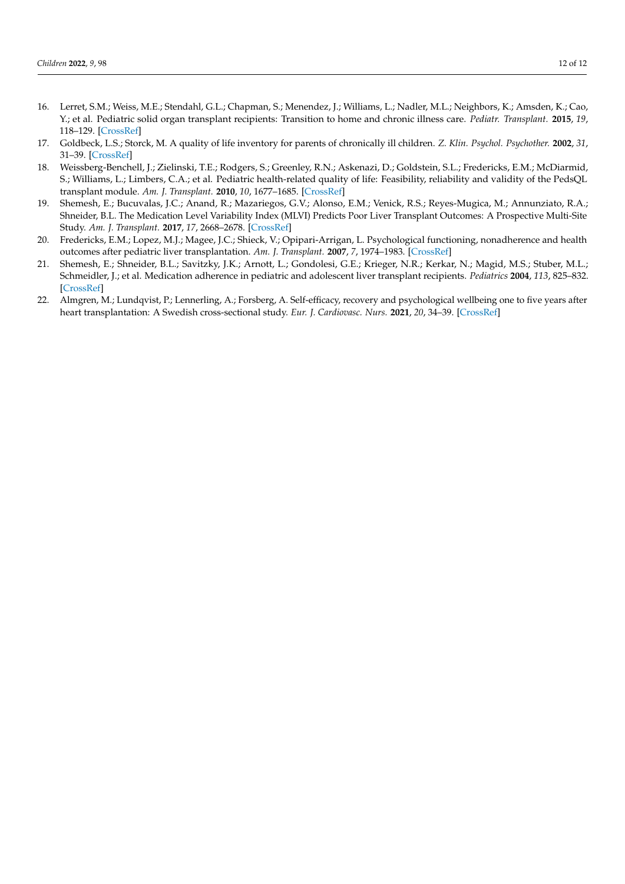16. Lerret, S.M.; Weiss, M.E.; Stendahl, G.L.; Chapman, S.; Menendez, J.; Williams, L.; Nadler, M.L.; Neighbors, K.; Amsden, K.; Cao, Y.; et al. Pediatric solid organ transplant recipients: Transition to home and chronic illness care. *Pediatr. Transplant.* **2015**, *19*, 118–129. [CrossRef]
17. Goldbeck, L.S.; Storck, M. A quality of life inventory for parents of chronically ill children. *Z. Klin. Psychol. Psychother.* **2002**, *31*, 31–39. [CrossRef]
18. Weissberg-Benchell, J.; Zielinski, T.E.; Rodgers, S.; Greenley, R.N.; Askenazi, D.; Goldstein, S.L.; Fredericks, E.M.; McDiarmid, S.; Williams, L.; Limbers, C.A.; et al. Pediatric health-related quality of life: Feasibility, reliability and validity of the PedsQL transplant module. *Am. J. Transplant.* **2010**, *10*, 1677–1685. [CrossRef]
19. Shemesh, E.; Bucuvalas, J.C.; Anand, R.; Mazariegos, G.V.; Alonso, E.M.; Venick, R.S.; Reyes-Mugica, M.; Annunziato, R.A.; Shneider, B.L. The Medication Level Variability Index (MLVI) Predicts Poor Liver Transplant Outcomes: A Prospective Multi-Site Study. *Am. J. Transplant.* **2017**, *17*, 2668–2678. [CrossRef]
20. Fredericks, E.M.; Lopez, M.J.; Magee, J.C.; Shieck, V.; Opipari-Arrigan, L. Psychological functioning, nonadherence and health outcomes after pediatric liver transplantation. *Am. J. Transplant.* **2007**, *7*, 1974–1983. [CrossRef]
21. Shemesh, E.; Shneider, B.L.; Savitzky, J.K.; Arnott, L.; Gondolesi, G.E.; Krieger, N.R.; Kerkar, N.; Magid, M.S.; Stuber, M.L.; Schmeidler, J.; et al. Medication adherence in pediatric and adolescent liver transplant recipients. *Pediatrics* **2004**, *113*, 825–832. [CrossRef]
22. Almgren, M.; Lundqvist, P.; Lennerling, A.; Forsberg, A. Self-efficacy, recovery and psychological wellbeing one to five years after heart transplantation: A Swedish cross-sectional study. *Eur. J. Cardiovasc. Nurs.* **2021**, *20*, 34–39. [CrossRef]